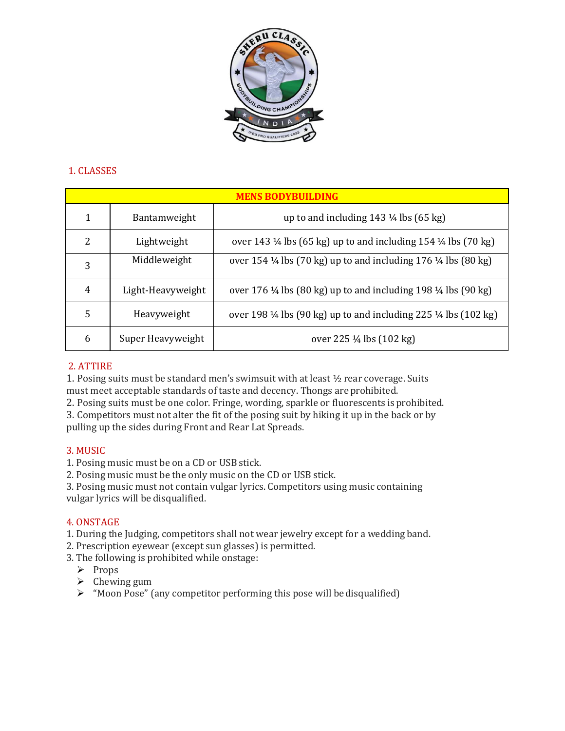## 1. CLASSES

| MENS BODYBUILDING | | |
|---|---|---|
| 1 | Bantamweight | up to and including 143 ¼ lbs (65 kg) |
| 2 | Lightweight | over 143 ¼ lbs (65 kg) up to and including 154 ¼ lbs (70 kg) |
| 3 | Middleweight | over 154 ¼ lbs (70 kg) up to and including 176 ¼ lbs (80 kg) |
| 4 | Light-Heavyweight | over 176 ¼ lbs (80 kg) up to and including 198 ¼ lbs (90 kg) |
| 5 | Heavyweight | over 198 ¼ lbs (90 kg) up to and including 225 ¼ lbs (102 kg) |
| 6 | Super Heavyweight | over 225 ¼ lbs (102 kg) |

## 2. ATTIRE

1. Posing suits must be standard men's swimsuit with at least ½ rear coverage. Suits must meet acceptable standards of taste and decency. Thongs are prohibited.
2. Posing suits must be one color. Fringe, wording, sparkle or fluorescents is prohibited.
3. Competitors must not alter the fit of the posing suit by hiking it up in the back or by pulling up the sides during Front and Rear Lat Spreads.

## 3. MUSIC

1. Posing music must be on a CD or USB stick.
2. Posing music must be the only music on the CD or USB stick.
3. Posing music must not contain vulgar lyrics. Competitors using music containing vulgar lyrics will be disqualified.

## 4. ONSTAGE

1. During the Judging, competitors shall not wear jewelry except for a wedding band.
2. Prescription eyewear (except sun glasses) is permitted.
3. The following is prohibited while onstage:
   - Props
   - Chewing gum
   - "Moon Pose" (any competitor performing this pose will be disqualified)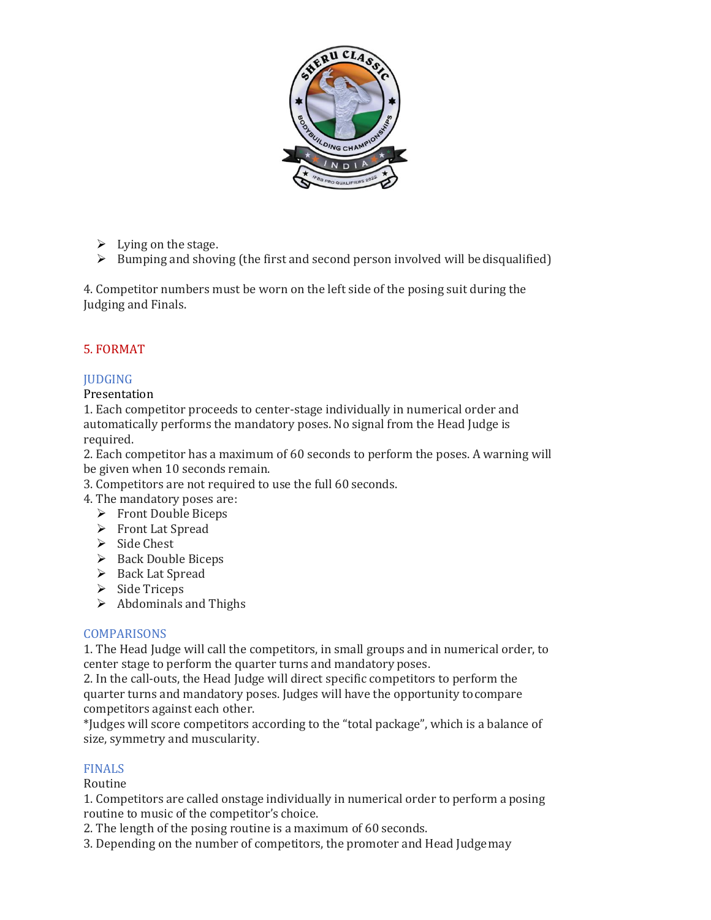- Lying on the stage.
- Bumping and shoving (the first and second person involved will be disqualified)

4. Competitor numbers must be worn on the left side of the posing suit during the Judging and Finals.

## 5. FORMAT

### JUDGING

Presentation

1. Each competitor proceeds to center-stage individually in numerical order and automatically performs the mandatory poses. No signal from the Head Judge is required.
2. Each competitor has a maximum of 60 seconds to perform the poses. A warning will be given when 10 seconds remain.
3. Competitors are not required to use the full 60 seconds.
4. The mandatory poses are:
   - Front Double Biceps
   - Front Lat Spread
   - Side Chest
   - Back Double Biceps
   - Back Lat Spread
   - Side Triceps
   - Abdominals and Thighs

### COMPARISONS

1. The Head Judge will call the competitors, in small groups and in numerical order, to center stage to perform the quarter turns and mandatory poses.
2. In the call-outs, the Head Judge will direct specific competitors to perform the quarter turns and mandatory poses. Judges will have the opportunity to compare competitors against each other.

*Judges will score competitors according to the "total package", which is a balance of size, symmetry and muscularity.

### FINALS

Routine

1. Competitors are called onstage individually in numerical order to perform a posing routine to music of the competitor's choice.
2. The length of the posing routine is a maximum of 60 seconds.
3. Depending on the number of competitors, the promoter and Head Judge may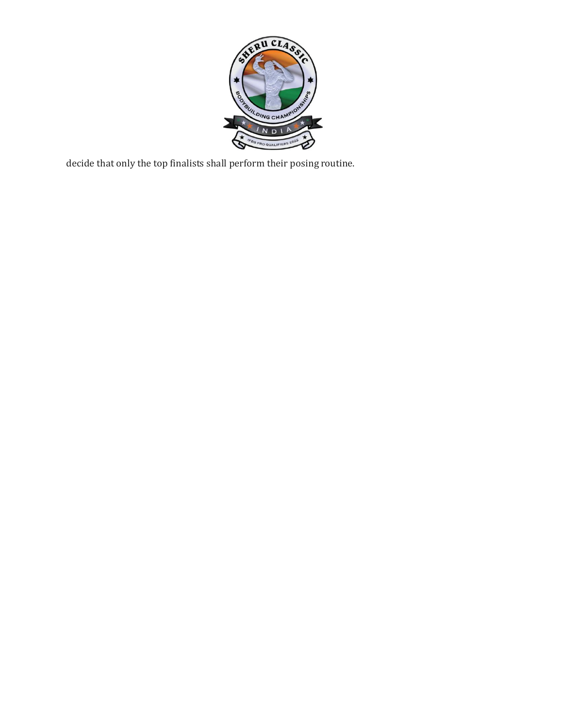decide that only the top finalists shall perform their posing routine.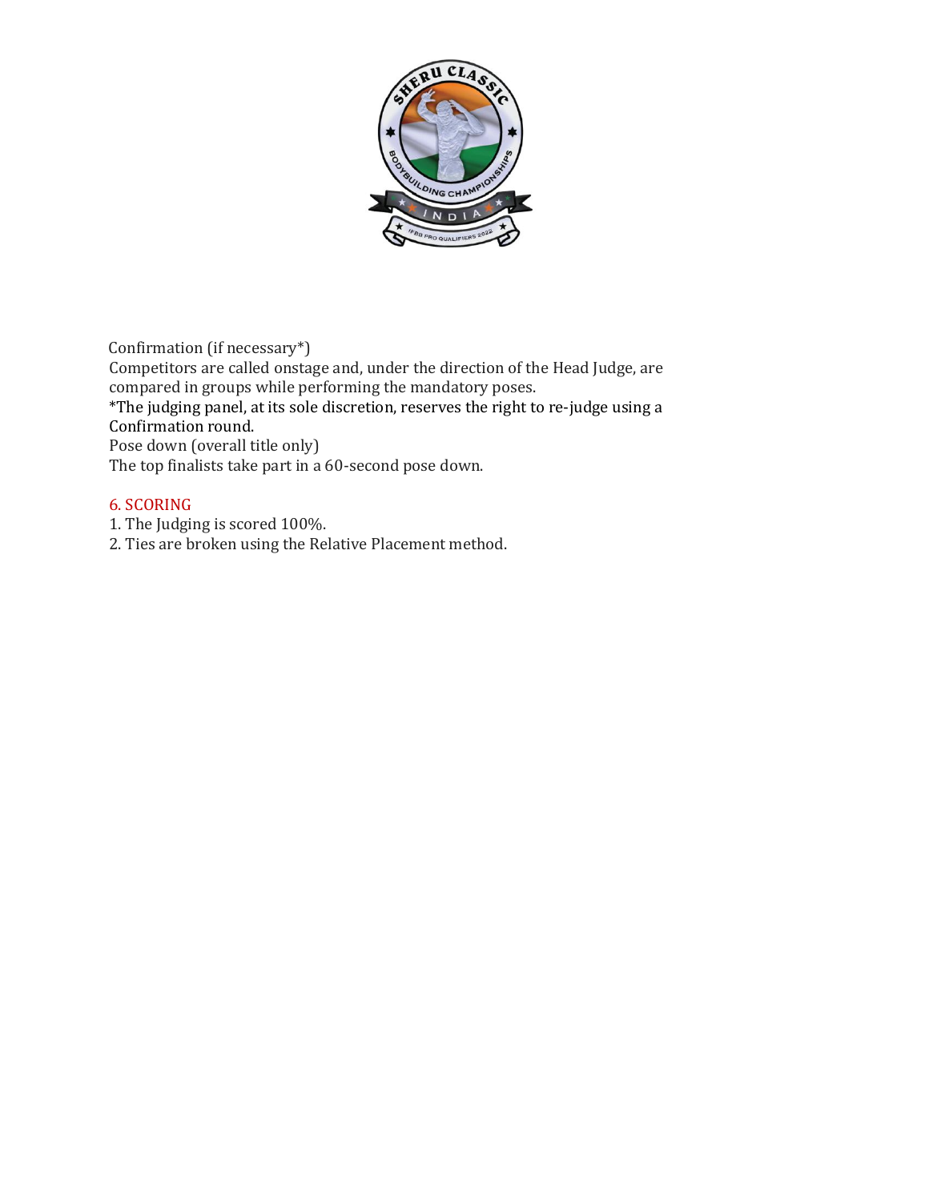Confirmation (if necessary*)

Competitors are called onstage and, under the direction of the Head Judge, are compared in groups while performing the mandatory poses.

*The judging panel, at its sole discretion, reserves the right to re-judge using a Confirmation round.

Pose down (overall title only)

The top finalists take part in a 60-second pose down.

## 6. SCORING

1. The Judging is scored 100%.
2. Ties are broken using the Relative Placement method.